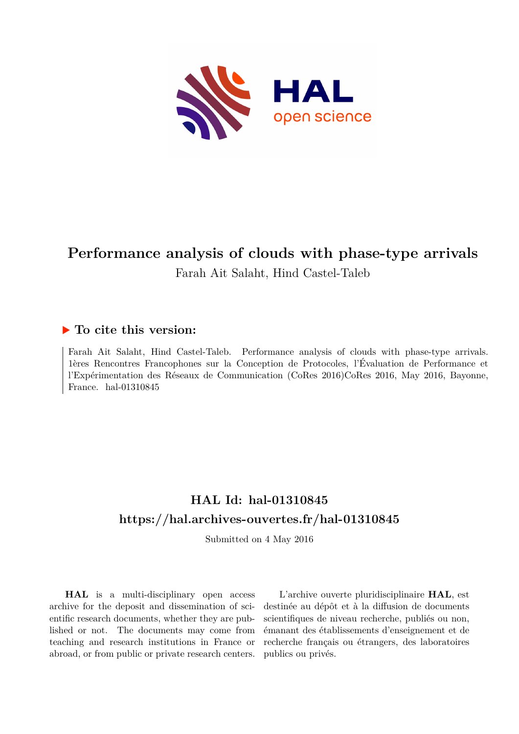# Performance analysis of clouds with phase-type arrivals

Farah Ait Salaht, Hind Castel-Taleb

## ▶ To cite this version:

Farah Ait Salaht, Hind Castel-Taleb. Performance analysis of clouds with phase-type arrivals. 1ères Rencontres Francophones sur la Conception de Protocoles, l'Évaluation de Performance et l'Expérimentation des Réseaux de Communication (CoRes 2016)CoRes 2016, May 2016, Bayonne, France. hal-01310845

## HAL Id: hal-01310845
## https://hal.archives-ouvertes.fr/hal-01310845

Submitted on 4 May 2016

**HAL** is a multi-disciplinary open access archive for the deposit and dissemination of scientific research documents, whether they are published or not. The documents may come from teaching and research institutions in France or abroad, or from public or private research centers.

L'archive ouverte pluridisciplinaire **HAL**, est destinée au dépôt et à la diffusion de documents scientifiques de niveau recherche, publiés ou non, émanant des établissements d'enseignement et de recherche français ou étrangers, des laboratoires publics ou privés.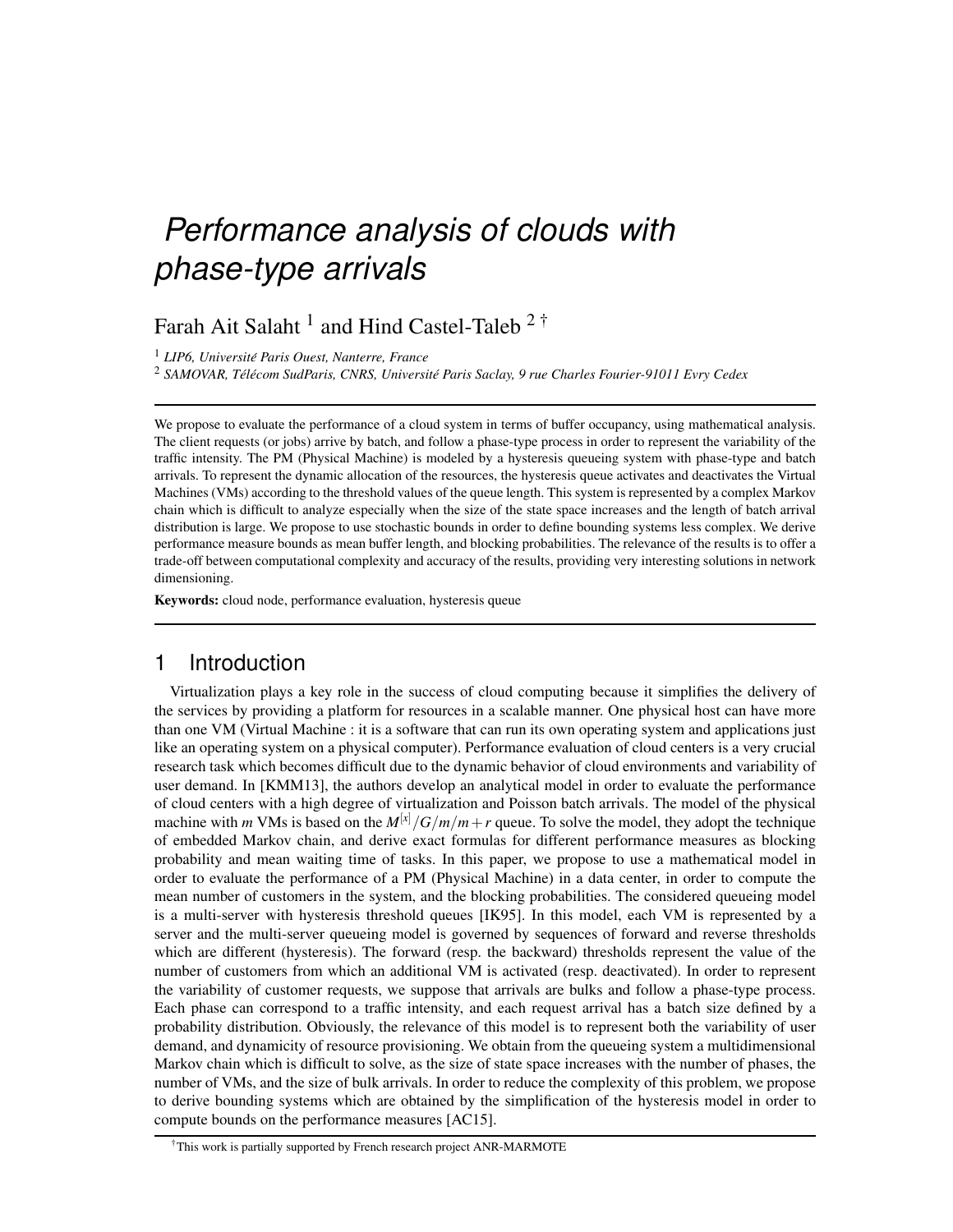# Performance analysis of clouds with phase-type arrivals

Farah Ait Salaht [1] and Hind Castel-Taleb [2] †

[1] *LIP6, Université Paris Ouest, Nanterre, France*

[2] *SAMOVAR, Télécom SudParis, CNRS, Université Paris Saclay, 9 rue Charles Fourier-91011 Evry Cedex*

---

We propose to evaluate the performance of a cloud system in terms of buffer occupancy, using mathematical analysis. The client requests (or jobs) arrive by batch, and follow a phase-type process in order to represent the variability of the traffic intensity. The PM (Physical Machine) is modeled by a hysteresis queueing system with phase-type and batch arrivals. To represent the dynamic allocation of the resources, the hysteresis queue activates and deactivates the Virtual Machines (VMs) according to the threshold values of the queue length. This system is represented by a complex Markov chain which is difficult to analyze especially when the size of the state space increases and the length of batch arrival distribution is large. We propose to use stochastic bounds in order to define bounding systems less complex. We derive performance measure bounds as mean buffer length, and blocking probabilities. The relevance of the results is to offer a trade-off between computational complexity and accuracy of the results, providing very interesting solutions in network dimensioning.

**Keywords:** cloud node, performance evaluation, hysteresis queue

---

## 1 Introduction

Virtualization plays a key role in the success of cloud computing because it simplifies the delivery of the services by providing a platform for resources in a scalable manner. One physical host can have more than one VM (Virtual Machine : it is a software that can run its own operating system and applications just like an operating system on a physical computer). Performance evaluation of cloud centers is a very crucial research task which becomes difficult due to the dynamic behavior of cloud environments and variability of user demand. In [KMM13], the authors develop an analytical model in order to evaluate the performance of cloud centers with a high degree of virtualization and Poisson batch arrivals. The model of the physical machine with $m$ VMs is based on the $M^{[x]}/G/m/m+r$ queue. To solve the model, they adopt the technique of embedded Markov chain, and derive exact formulas for different performance measures as blocking probability and mean waiting time of tasks. In this paper, we propose to use a mathematical model in order to evaluate the performance of a PM (Physical Machine) in a data center, in order to compute the mean number of customers in the system, and the blocking probabilities. The considered queueing model is a multi-server with hysteresis threshold queues [IK95]. In this model, each VM is represented by a server and the multi-server queueing model is governed by sequences of forward and reverse thresholds which are different (hysteresis). The forward (resp. the backward) thresholds represent the value of the number of customers from which an additional VM is activated (resp. deactivated). In order to represent the variability of customer requests, we suppose that arrivals are bulks and follow a phase-type process. Each phase can correspond to a traffic intensity, and each request arrival has a batch size defined by a probability distribution. Obviously, the relevance of this model is to represent both the variability of user demand, and dynamicity of resource provisioning. We obtain from the queueing system a multidimensional Markov chain which is difficult to solve, as the size of state space increases with the number of phases, the number of VMs, and the size of bulk arrivals. In order to reduce the complexity of this problem, we propose to derive bounding systems which are obtained by the simplification of the hysteresis model in order to compute bounds on the performance measures [AC15].

---

†This work is partially supported by French research project ANR-MARMOTE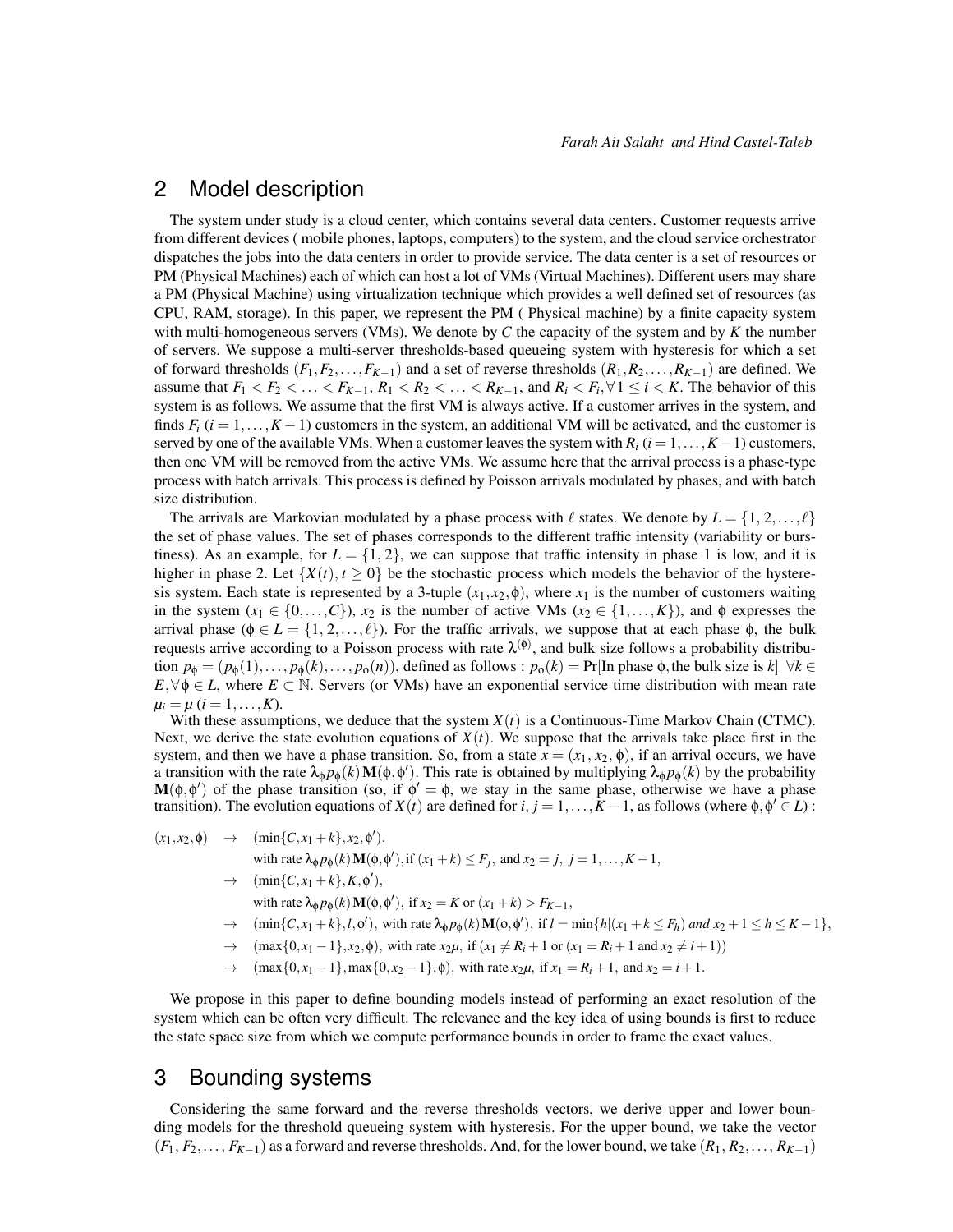## 2 Model description

The system under study is a cloud center, which contains several data centers. Customer requests arrive from different devices ( mobile phones, laptops, computers) to the system, and the cloud service orchestrator dispatches the jobs into the data centers in order to provide service. The data center is a set of resources or PM (Physical Machines) each of which can host a lot of VMs (Virtual Machines). Different users may share a PM (Physical Machine) using virtualization technique which provides a well defined set of resources (as CPU, RAM, storage). In this paper, we represent the PM ( Physical machine) by a finite capacity system with multi-homogeneous servers (VMs). We denote by $C$ the capacity of the system and by $K$ the number of servers. We suppose a multi-server thresholds-based queueing system with hysteresis for which a set of forward thresholds $(F_1, F_2, \ldots, F_{K-1})$ and a set of reverse thresholds $(R_1, R_2, \ldots, R_{K-1})$ are defined. We assume that $F_1 < F_2 < \ldots < F_{K-1}$, $R_1 < R_2 < \ldots < R_{K-1}$, and $R_i < F_i, \forall 1 \leq i < K$. The behavior of this system is as follows. We assume that the first VM is always active. If a customer arrives in the system, and finds $F_i$ $(i = 1, \ldots, K-1)$ customers in the system, an additional VM will be activated, and the customer is served by one of the available VMs. When a customer leaves the system with $R_i$ $(i = 1, \ldots, K-1)$ customers, then one VM will be removed from the active VMs. We assume here that the arrival process is a phase-type process with batch arrivals. This process is defined by Poisson arrivals modulated by phases, and with batch size distribution.

The arrivals are Markovian modulated by a phase process with $\ell$ states. We denote by $L = \{1, 2, \ldots, \ell\}$ the set of phase values. The set of phases corresponds to the different traffic intensity (variability or burstiness). As an example, for $L = \{1, 2\}$, we can suppose that traffic intensity in phase 1 is low, and it is higher in phase 2. Let $\{X(t), t \geq 0\}$ be the stochastic process which models the behavior of the hysteresis system. Each state is represented by a 3-tuple $(x_1, x_2, \phi)$, where $x_1$ is the number of customers waiting in the system ($x_1 \in \{0, \ldots, C\}$), $x_2$ is the number of active VMs ($x_2 \in \{1, \ldots, K\}$), and $\phi$ expresses the arrival phase ($\phi \in L = \{1, 2, \ldots, \ell\}$). For the traffic arrivals, we suppose that at each phase $\phi$, the bulk requests arrive according to a Poisson process with rate $\lambda^{(\phi)}$, and bulk size follows a probability distribution $p_\phi = (p_\phi(1), \ldots, p_\phi(k), \ldots, p_\phi(n))$, defined as follows : $p_\phi(k) = \Pr[\text{In phase } \phi, \text{the bulk size is } k]$ $\forall k \in E, \forall \phi \in L$, where $E \subset \mathbb{N}$. Servers (or VMs) have an exponential service time distribution with mean rate $\mu_i = \mu$ $(i = 1, \ldots, K)$.

With these assumptions, we deduce that the system $X(t)$ is a Continuous-Time Markov Chain (CTMC). Next, we derive the state evolution equations of $X(t)$. We suppose that the arrivals take place first in the system, and then we have a phase transition. So, from a state $x = (x_1, x_2, \phi)$, if an arrival occurs, we have a transition with the rate $\lambda_\phi p_\phi(k) \mathbf{M}(\phi, \phi')$. This rate is obtained by multiplying $\lambda_\phi p_\phi(k)$ by the probability $\mathbf{M}(\phi, \phi')$ of the phase transition (so, if $\phi' = \phi$, we stay in the same phase, otherwise we have a phase transition). The evolution equations of $X(t)$ are defined for $i, j = 1, \ldots, K-1$, as follows (where $\phi, \phi' \in L$) :

$$
\begin{aligned}
(x_1, x_2, \phi) \quad \rightarrow \quad & (\min\{C, x_1 + k\}, x_2, \phi'), \\
& \text{with rate } \lambda_\phi p_\phi(k) \mathbf{M}(\phi, \phi'), \text{if } (x_1 + k) \leq F_j, \text{ and } x_2 = j,\ j = 1, \ldots, K-1, \\
\rightarrow \quad & (\min\{C, x_1 + k\}, K, \phi'), \\
& \text{with rate } \lambda_\phi p_\phi(k) \mathbf{M}(\phi, \phi'), \text{ if } x_2 = K \text{ or } (x_1 + k) > F_{K-1}, \\
\rightarrow \quad & (\min\{C, x_1 + k\}, l, \phi'), \text{ with rate } \lambda_\phi p_\phi(k) \mathbf{M}(\phi, \phi'), \text{ if } l = \min\{h | (x_1 + k \leq F_h) \text{ and } x_2 + 1 \leq h \leq K-1\}, \\
\rightarrow \quad & (\max\{0, x_1 - 1\}, x_2, \phi), \text{ with rate } x_2\mu, \text{ if } (x_1 \neq R_i + 1 \text{ or } (x_1 = R_i + 1 \text{ and } x_2 \neq i + 1)) \\
\rightarrow \quad & (\max\{0, x_1 - 1\}, \max\{0, x_2 - 1\}, \phi), \text{ with rate } x_2\mu, \text{ if } x_1 = R_i + 1, \text{ and } x_2 = i + 1.
\end{aligned}
$$

We propose in this paper to define bounding models instead of performing an exact resolution of the system which can be often very difficult. The relevance and the key idea of using bounds is first to reduce the state space size from which we compute performance bounds in order to frame the exact values.

## 3 Bounding systems

Considering the same forward and the reverse thresholds vectors, we derive upper and lower bounding models for the threshold queueing system with hysteresis. For the upper bound, we take the vector $(F_1, F_2, \ldots, F_{K-1})$ as a forward and reverse thresholds. And, for the lower bound, we take $(R_1, R_2, \ldots, R_{K-1})$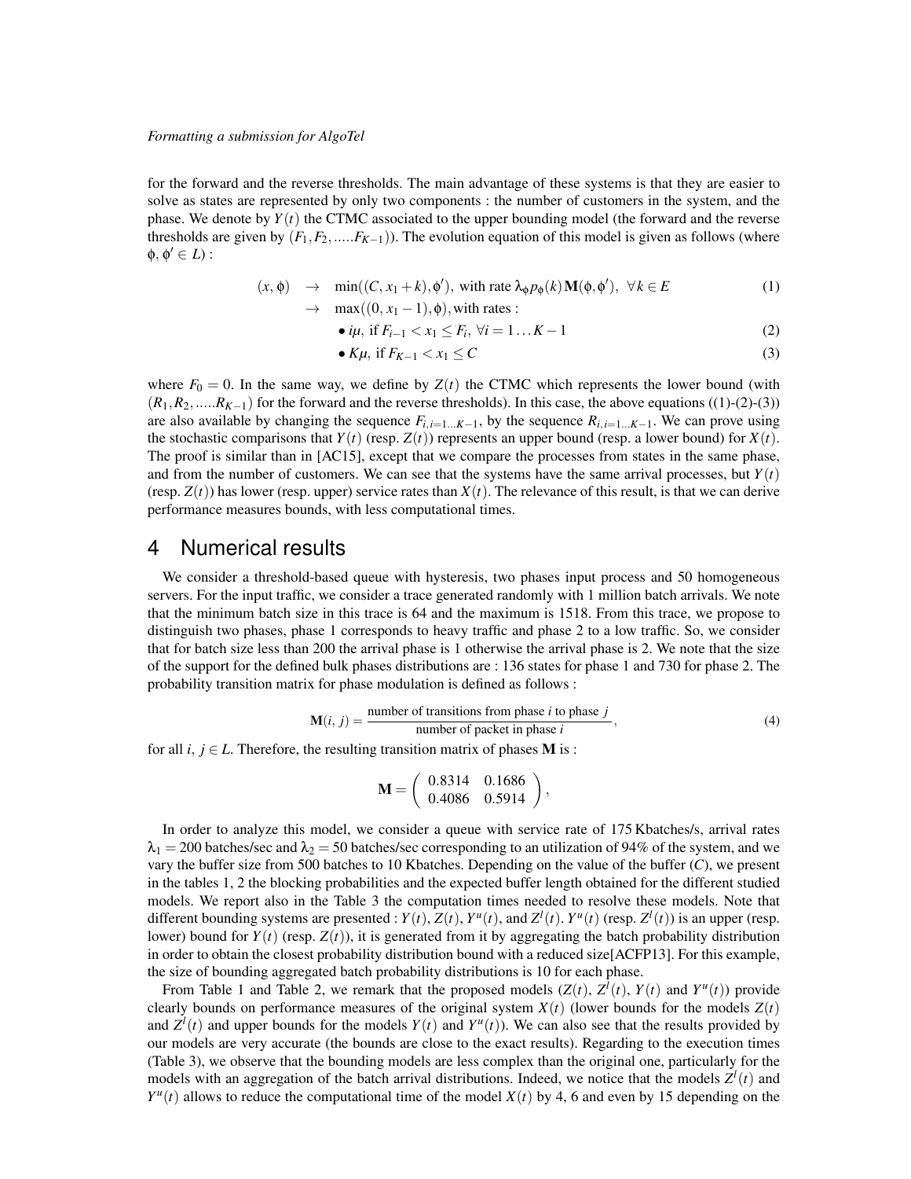for the forward and the reverse thresholds. The main advantage of these systems is that they are easier to solve as states are represented by only two components : the number of customers in the system, and the phase. We denote by $Y(t)$ the CTMC associated to the upper bounding model (the forward and the reverse thresholds are given by $(F_1, F_2, .....F_{K-1})$). The evolution equation of this model is given as follows (where $\phi, \phi' \in L$) :

$$
\begin{aligned}
(x, \phi) \quad &\rightarrow \quad \min((C, x_1 + k), \phi'), \text{ with rate } \lambda_\phi p_\phi(k) \mathbf{M}(\phi, \phi'), \ \forall k \in E &(1)\\
&\rightarrow \quad \max((0, x_1 - 1), \phi), \text{with rates :} &\\
&\qquad \bullet\, i\mu, \text{ if } F_{i-1} < x_1 \leq F_i, \ \forall i = 1 \ldots K-1 &(2)\\
&\qquad \bullet\, K\mu, \text{ if } F_{K-1} < x_1 \leq C &(3)
\end{aligned}
$$

where $F_0 = 0$. In the same way, we define by $Z(t)$ the CTMC which represents the lower bound (with $(R_1, R_2, .....R_{K-1})$ for the forward and the reverse thresholds). In this case, the above equations ((1)-(2)-(3)) are also available by changing the sequence $F_{i, i=1\ldots K-1}$, by the sequence $R_{i, i=1\ldots K-1}$. We can prove using the stochastic comparisons that $Y(t)$ (resp. $Z(t)$) represents an upper bound (resp. a lower bound) for $X(t)$. The proof is similar than in [AC15], except that we compare the processes from states in the same phase, and from the number of customers. We can see that the systems have the same arrival processes, but $Y(t)$ (resp. $Z(t)$) has lower (resp. upper) service rates than $X(t)$. The relevance of this result, is that we can derive performance measures bounds, with less computational times.

# 4 Numerical results

We consider a threshold-based queue with hysteresis, two phases input process and 50 homogeneous servers. For the input traffic, we consider a trace generated randomly with 1 million batch arrivals. We note that the minimum batch size in this trace is 64 and the maximum is 1518. From this trace, we propose to distinguish two phases, phase 1 corresponds to heavy traffic and phase 2 to a low traffic. So, we consider that for batch size less than 200 the arrival phase is 1 otherwise the arrival phase is 2. We note that the size of the support for the defined bulk phases distributions are : 136 states for phase 1 and 730 for phase 2. The probability transition matrix for phase modulation is defined as follows :

$$\mathbf{M}(i, j) = \frac{\text{number of transitions from phase } i \text{ to phase } j}{\text{number of packet in phase } i}, \tag{4}$$

for all $i, j \in L$. Therefore, the resulting transition matrix of phases $\mathbf{M}$ is :

$$\mathbf{M} = \begin{pmatrix} 0.8314 & 0.1686 \\ 0.4086 & 0.5914 \end{pmatrix},$$

In order to analyze this model, we consider a queue with service rate of 175 Kbatches/s, arrival rates $\lambda_1 = 200$ batches/sec and $\lambda_2 = 50$ batches/sec corresponding to an utilization of 94% of the system, and we vary the buffer size from 500 batches to 10 Kbatches. Depending on the value of the buffer ($C$), we present in the tables 1, 2 the blocking probabilities and the expected buffer length obtained for the different studied models. We report also in the Table 3 the computation times needed to resolve these models. Note that different bounding systems are presented : $Y(t)$, $Z(t)$, $Y^u(t)$, and $Z^l(t)$. $Y^u(t)$ (resp. $Z^l(t)$) is an upper (resp. lower) bound for $Y(t)$ (resp. $Z(t)$), it is generated from it by aggregating the batch probability distribution in order to obtain the closest probability distribution bound with a reduced size[ACFP13]. For this example, the size of bounding aggregated batch probability distributions is 10 for each phase.

From Table 1 and Table 2, we remark that the proposed models ($Z(t)$, $Z^l(t)$, $Y(t)$ and $Y^u(t)$) provide clearly bounds on performance measures of the original system $X(t)$ (lower bounds for the models $Z(t)$ and $Z^l(t)$ and upper bounds for the models $Y(t)$ and $Y^u(t)$). We can also see that the results provided by our models are very accurate (the bounds are close to the exact results). Regarding to the execution times (Table 3), we observe that the bounding models are less complex than the original one, particularly for the models with an aggregation of the batch arrival distributions. Indeed, we notice that the models $Z^l(t)$ and $Y^u(t)$ allows to reduce the computational time of the model $X(t)$ by 4, 6 and even by 15 depending on the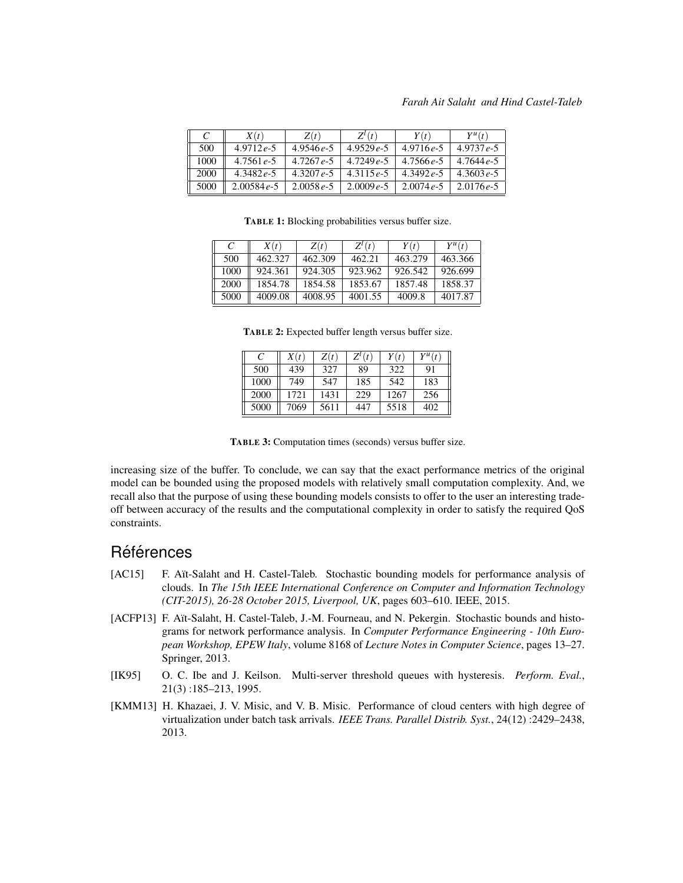| $C$ | $X(t)$ | $Z(t)$ | $Z^l(t)$ | $Y(t)$ | $Y^u(t)$ |
|---|---|---|---|---|---|
| 500 | 4.9712$e$-5 | 4.9546$e$-5 | 4.9529$e$-5 | 4.9716$e$-5 | 4.9737$e$-5 |
| 1000 | 4.7561$e$-5 | 4.7267$e$-5 | 4.7249$e$-5 | 4.7566$e$-5 | 4.7644$e$-5 |
| 2000 | 4.3482$e$-5 | 4.3207$e$-5 | 4.3115$e$-5 | 4.3492$e$-5 | 4.3603$e$-5 |
| 5000 | 2.00584$e$-5 | 2.0058$e$-5 | 2.0009$e$-5 | 2.0074$e$-5 | 2.0176$e$-5 |

**TABLE 1:** Blocking probabilities versus buffer size.

| $C$ | $X(t)$ | $Z(t)$ | $Z^l(t)$ | $Y(t)$ | $Y^u(t)$ |
|---|---|---|---|---|---|
| 500 | 462.327 | 462.309 | 462.21 | 463.279 | 463.366 |
| 1000 | 924.361 | 924.305 | 923.962 | 926.542 | 926.699 |
| 2000 | 1854.78 | 1854.58 | 1853.67 | 1857.48 | 1858.37 |
| 5000 | 4009.08 | 4008.95 | 4001.55 | 4009.8 | 4017.87 |

**TABLE 2:** Expected buffer length versus buffer size.

| $C$ | $X(t)$ | $Z(t)$ | $Z^l(t)$ | $Y(t)$ | $Y^u(t)$ |
|---|---|---|---|---|---|
| 500 | 439 | 327 | 89 | 322 | 91 |
| 1000 | 749 | 547 | 185 | 542 | 183 |
| 2000 | 1721 | 1431 | 229 | 1267 | 256 |
| 5000 | 7069 | 5611 | 447 | 5518 | 402 |

**TABLE 3:** Computation times (seconds) versus buffer size.

increasing size of the buffer. To conclude, we can say that the exact performance metrics of the original model can be bounded using the proposed models with relatively small computation complexity. And, we recall also that the purpose of using these bounding models consists to offer to the user an interesting trade-off between accuracy of the results and the computational complexity in order to satisfy the required QoS constraints.

# Références

[AC15] F. Aït-Salaht and H. Castel-Taleb. Stochastic bounding models for performance analysis of clouds. In *The 15th IEEE International Conference on Computer and Information Technology (CIT-2015), 26-28 October 2015, Liverpool, UK*, pages 603–610. IEEE, 2015.

[ACFP13] F. Aït-Salaht, H. Castel-Taleb, J.-M. Fourneau, and N. Pekergin. Stochastic bounds and histograms for network performance analysis. In *Computer Performance Engineering - 10th European Workshop, EPEW Italy*, volume 8168 of *Lecture Notes in Computer Science*, pages 13–27. Springer, 2013.

[IK95] O. C. Ibe and J. Keilson. Multi-server threshold queues with hysteresis. *Perform. Eval.*, 21(3) :185–213, 1995.

[KMM13] H. Khazaei, J. V. Misic, and V. B. Misic. Performance of cloud centers with high degree of virtualization under batch task arrivals. *IEEE Trans. Parallel Distrib. Syst.*, 24(12) :2429–2438, 2013.